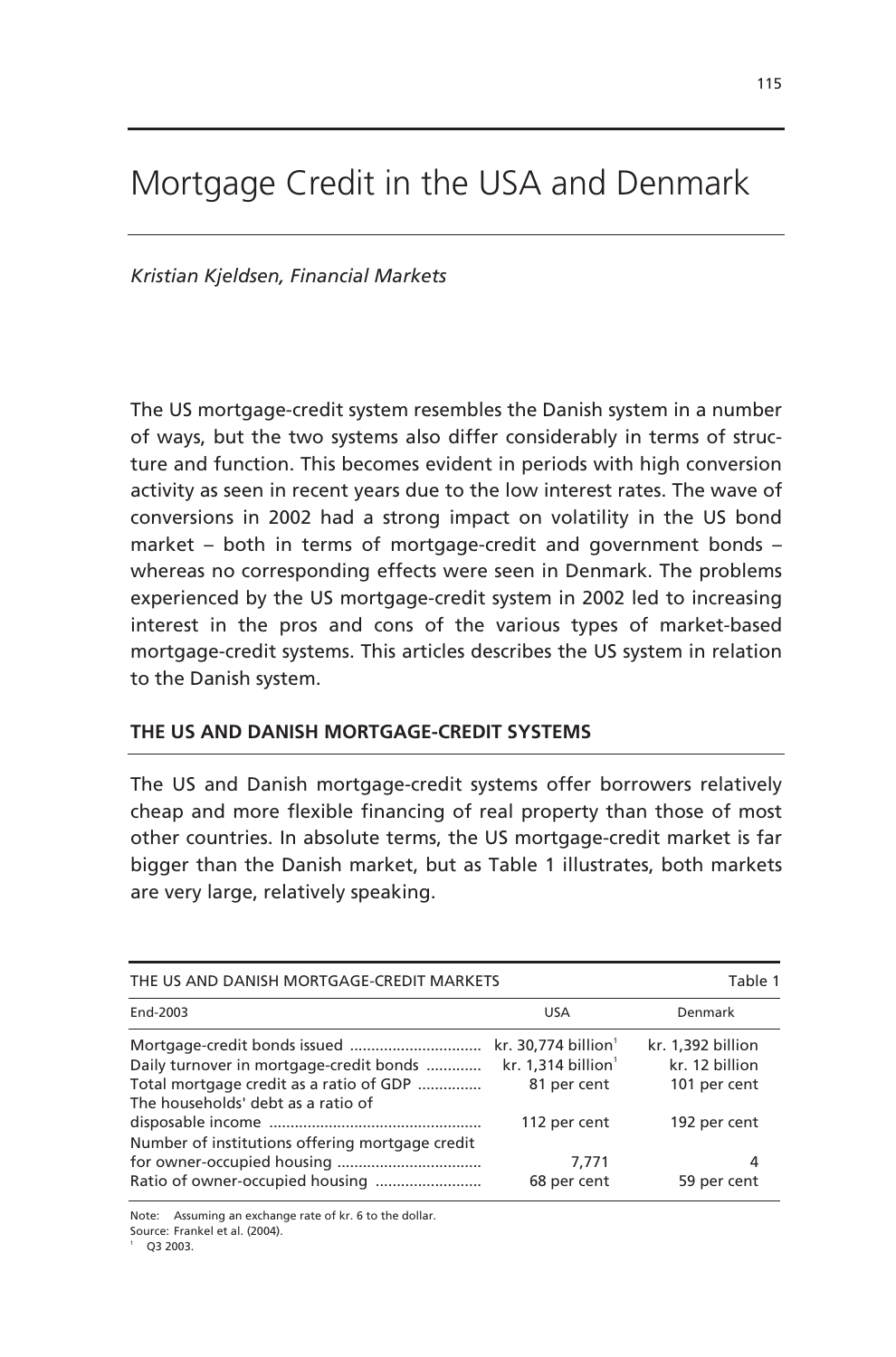# Mortgage Credit in the USA and Denmark

*Kristian Kjeldsen, Financial Markets*

The US mortgage-credit system resembles the Danish system in a number of ways, but the two systems also differ considerably in terms of structure and function. This becomes evident in periods with high conversion activity as seen in recent years due to the low interest rates. The wave of conversions in 2002 had a strong impact on volatility in the US bond market – both in terms of mortgage-credit and government bonds – whereas no corresponding effects were seen in Denmark. The problems experienced by the US mortgage-credit system in 2002 led to increasing interest in the pros and cons of the various types of market-based mortgage-credit systems. This articles describes the US system in relation to the Danish system.

## THE US AND DANISH MORTGAGE-CREDIT SYSTEMS

The US and Danish mortgage-credit systems offer borrowers relatively cheap and more flexible financing of real property than those of most other countries. In absolute terms, the US mortgage-credit market is far bigger than the Danish market, but as Table 1 illustrates, both markets are very large, relatively speaking.

THE US AND DANISH MORTGAGE-CREDIT MARKETS — Table 1

| End-2003 | USA | Denmark |
|---|---|---|
| Mortgage-credit bonds issued | kr. 30,774 billion[1] | kr. 1,392 billion |
| Daily turnover in mortgage-credit bonds | kr. 1,314 billion[1] | kr. 12 billion |
| Total mortgage credit as a ratio of GDP | 81 per cent | 101 per cent |
| The households' debt as a ratio of disposable income | 112 per cent | 192 per cent |
| Number of institutions offering mortgage credit for owner-occupied housing | 7,771 | 4 |
| Ratio of owner-occupied housing | 68 per cent | 59 per cent |

Note: Assuming an exchange rate of kr. 6 to the dollar.
Source: Frankel et al. (2004).
[1] Q3 2003.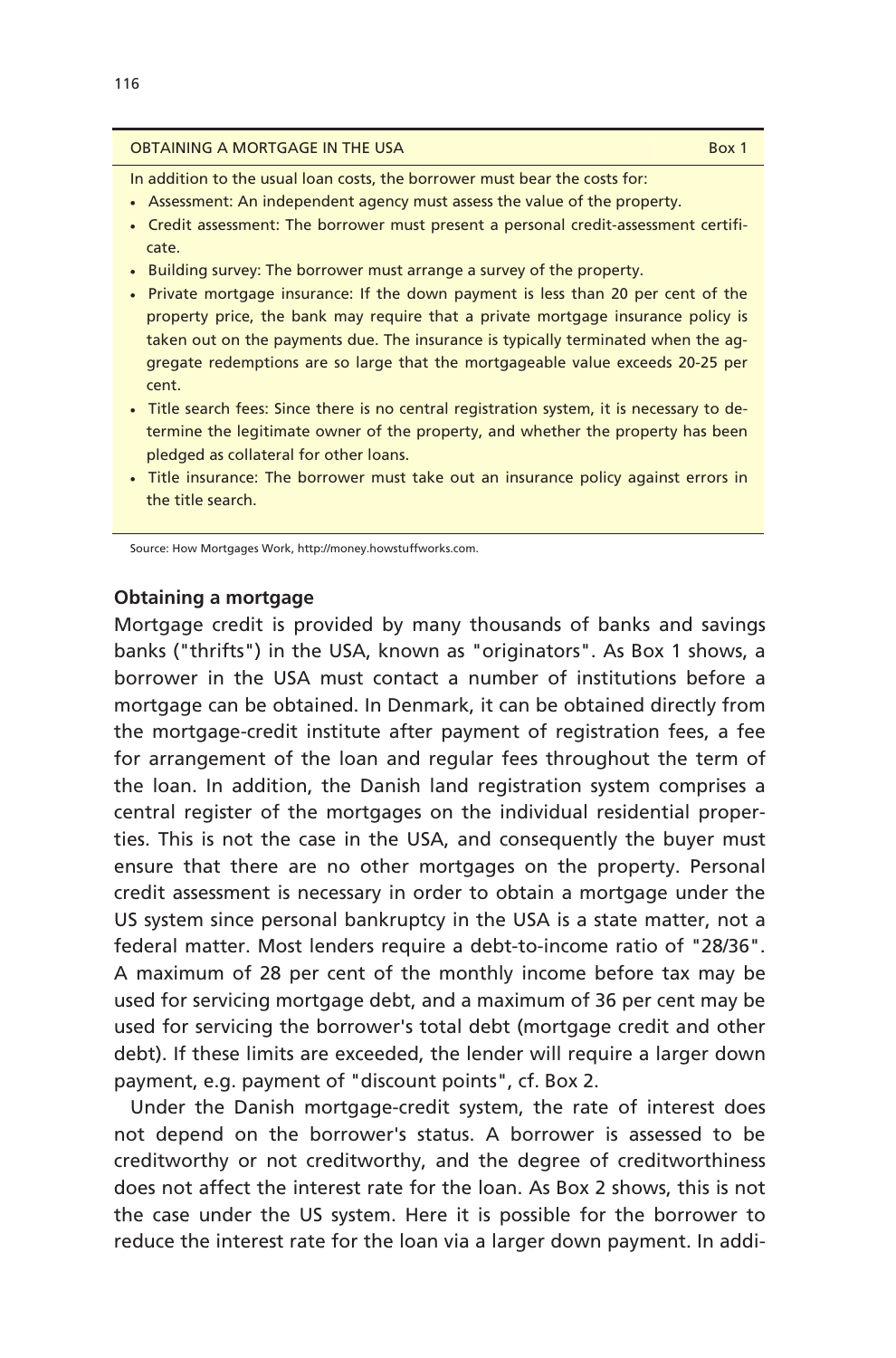**OBTAINING A MORTGAGE IN THE USA** — Box 1

In addition to the usual loan costs, the borrower must bear the costs for:

- Assessment: An independent agency must assess the value of the property.
- Credit assessment: The borrower must present a personal credit-assessment certificate.
- Building survey: The borrower must arrange a survey of the property.
- Private mortgage insurance: If the down payment is less than 20 per cent of the property price, the bank may require that a private mortgage insurance policy is taken out on the payments due. The insurance is typically terminated when the aggregate redemptions are so large that the mortgageable value exceeds 20-25 per cent.
- Title search fees: Since there is no central registration system, it is necessary to determine the legitimate owner of the property, and whether the property has been pledged as collateral for other loans.
- Title insurance: The borrower must take out an insurance policy against errors in the title search.

Source: How Mortgages Work, http://money.howstuffworks.com.

### Obtaining a mortgage

Mortgage credit is provided by many thousands of banks and savings banks ("thrifts") in the USA, known as "originators". As Box 1 shows, a borrower in the USA must contact a number of institutions before a mortgage can be obtained. In Denmark, it can be obtained directly from the mortgage-credit institute after payment of registration fees, a fee for arrangement of the loan and regular fees throughout the term of the loan. In addition, the Danish land registration system comprises a central register of the mortgages on the individual residential properties. This is not the case in the USA, and consequently the buyer must ensure that there are no other mortgages on the property. Personal credit assessment is necessary in order to obtain a mortgage under the US system since personal bankruptcy in the USA is a state matter, not a federal matter. Most lenders require a debt-to-income ratio of "28/36". A maximum of 28 per cent of the monthly income before tax may be used for servicing mortgage debt, and a maximum of 36 per cent may be used for servicing the borrower's total debt (mortgage credit and other debt). If these limits are exceeded, the lender will require a larger down payment, e.g. payment of "discount points", cf. Box 2.

Under the Danish mortgage-credit system, the rate of interest does not depend on the borrower's status. A borrower is assessed to be creditworthy or not creditworthy, and the degree of creditworthiness does not affect the interest rate for the loan. As Box 2 shows, this is not the case under the US system. Here it is possible for the borrower to reduce the interest rate for the loan via a larger down payment. In addi-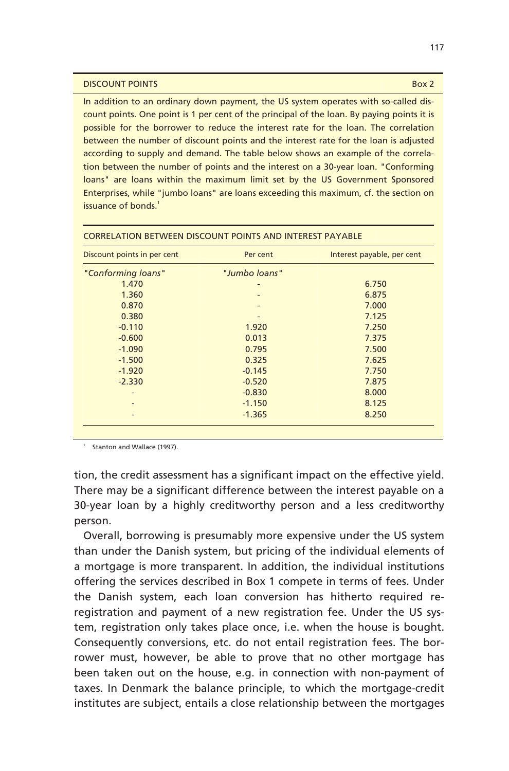**DISCOUNT POINTS** Box 2

In addition to an ordinary down payment, the US system operates with so-called discount points. One point is 1 per cent of the principal of the loan. By paying points it is possible for the borrower to reduce the interest rate for the loan. The correlation between the number of discount points and the interest rate for the loan is adjusted according to supply and demand. The table below shows an example of the correlation between the number of points and the interest on a 30-year loan. "Conforming loans" are loans within the maximum limit set by the US Government Sponsored Enterprises, while "jumbo loans" are loans exceeding this maximum, cf. the section on issuance of bonds.[1]

CORRELATION BETWEEN DISCOUNT POINTS AND INTEREST PAYABLE

| Discount points in per cent | Per cent | Interest payable, per cent |
|---|---|---|
| *"Conforming loans"* | *"Jumbo loans"* | |
| 1.470 | - | 6.750 |
| 1.360 | - | 6.875 |
| 0.870 | - | 7.000 |
| 0.380 | - | 7.125 |
| -0.110 | 1.920 | 7.250 |
| -0.600 | 0.013 | 7.375 |
| -1.090 | 0.795 | 7.500 |
| -1.500 | 0.325 | 7.625 |
| -1.920 | -0.145 | 7.750 |
| -2.330 | -0.520 | 7.875 |
| - | -0.830 | 8.000 |
| - | -1.150 | 8.125 |
| - | -1.365 | 8.250 |

[1] Stanton and Wallace (1997).

tion, the credit assessment has a significant impact on the effective yield. There may be a significant difference between the interest payable on a 30-year loan by a highly creditworthy person and a less creditworthy person.

Overall, borrowing is presumably more expensive under the US system than under the Danish system, but pricing of the individual elements of a mortgage is more transparent. In addition, the individual institutions offering the services described in Box 1 compete in terms of fees. Under the Danish system, each loan conversion has hitherto required re-registration and payment of a new registration fee. Under the US system, registration only takes place once, i.e. when the house is bought. Consequently conversions, etc. do not entail registration fees. The borrower must, however, be able to prove that no other mortgage has been taken out on the house, e.g. in connection with non-payment of taxes. In Denmark the balance principle, to which the mortgage-credit institutes are subject, entails a close relationship between the mortgages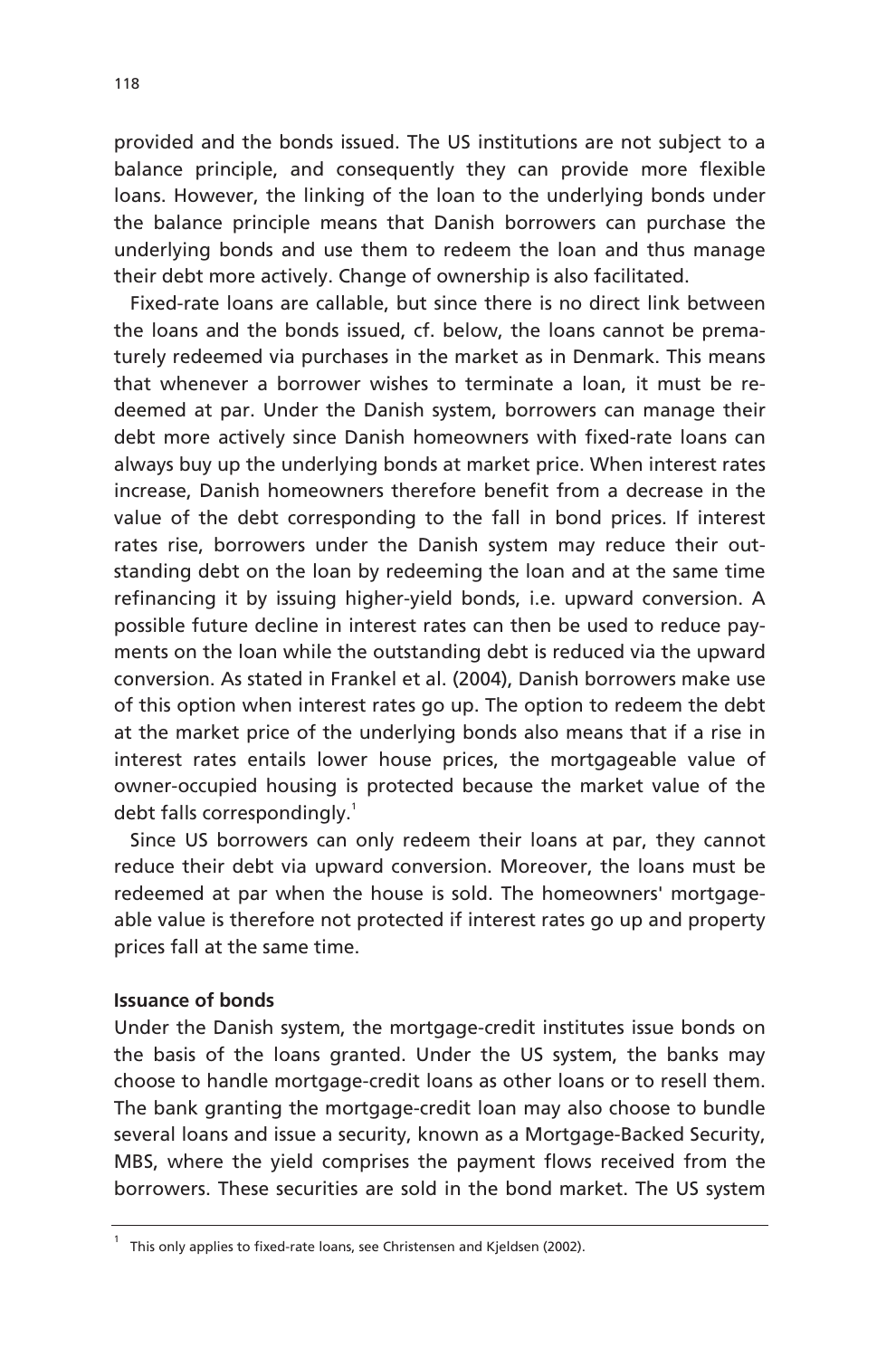provided and the bonds issued. The US institutions are not subject to a balance principle, and consequently they can provide more flexible loans. However, the linking of the loan to the underlying bonds under the balance principle means that Danish borrowers can purchase the underlying bonds and use them to redeem the loan and thus manage their debt more actively. Change of ownership is also facilitated.

Fixed-rate loans are callable, but since there is no direct link between the loans and the bonds issued, cf. below, the loans cannot be prematurely redeemed via purchases in the market as in Denmark. This means that whenever a borrower wishes to terminate a loan, it must be redeemed at par. Under the Danish system, borrowers can manage their debt more actively since Danish homeowners with fixed-rate loans can always buy up the underlying bonds at market price. When interest rates increase, Danish homeowners therefore benefit from a decrease in the value of the debt corresponding to the fall in bond prices. If interest rates rise, borrowers under the Danish system may reduce their outstanding debt on the loan by redeeming the loan and at the same time refinancing it by issuing higher-yield bonds, i.e. upward conversion. A possible future decline in interest rates can then be used to reduce payments on the loan while the outstanding debt is reduced via the upward conversion. As stated in Frankel et al. (2004), Danish borrowers make use of this option when interest rates go up. The option to redeem the debt at the market price of the underlying bonds also means that if a rise in interest rates entails lower house prices, the mortgageable value of owner-occupied housing is protected because the market value of the debt falls correspondingly.[1]

Since US borrowers can only redeem their loans at par, they cannot reduce their debt via upward conversion. Moreover, the loans must be redeemed at par when the house is sold. The homeowners' mortgageable value is therefore not protected if interest rates go up and property prices fall at the same time.

**Issuance of bonds**

Under the Danish system, the mortgage-credit institutes issue bonds on the basis of the loans granted. Under the US system, the banks may choose to handle mortgage-credit loans as other loans or to resell them. The bank granting the mortgage-credit loan may also choose to bundle several loans and issue a security, known as a Mortgage-Backed Security, MBS, where the yield comprises the payment flows received from the borrowers. These securities are sold in the bond market. The US system

[1] This only applies to fixed-rate loans, see Christensen and Kjeldsen (2002).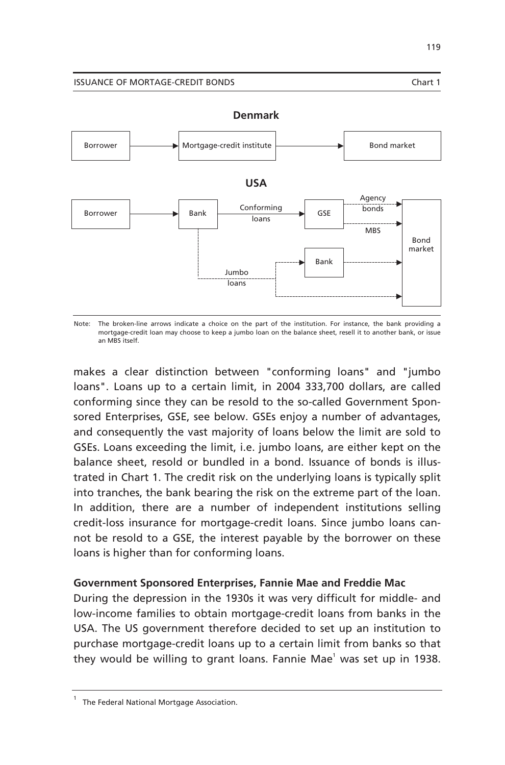ISSUANCE OF MORTAGE-CREDIT BONDS Chart 1

**Denmark**

Borrower → Mortgage-credit institute → Bond market

**USA**

Borrower → Bank → Conforming loans → GSE → Agency bonds / MBS → Bond market

Bank → Jumbo loans → Bank → Bond market; Jumbo loans → Bond market

Note: The broken-line arrows indicate a choice on the part of the institution. For instance, the bank providing a mortgage-credit loan may choose to keep a jumbo loan on the balance sheet, resell it to another bank, or issue an MBS itself.

makes a clear distinction between "conforming loans" and "jumbo loans". Loans up to a certain limit, in 2004 333,700 dollars, are called conforming since they can be resold to the so-called Government Sponsored Enterprises, GSE, see below. GSEs enjoy a number of advantages, and consequently the vast majority of loans below the limit are sold to GSEs. Loans exceeding the limit, i.e. jumbo loans, are either kept on the balance sheet, resold or bundled in a bond. Issuance of bonds is illustrated in Chart 1. The credit risk on the underlying loans is typically split into tranches, the bank bearing the risk on the extreme part of the loan. In addition, there are a number of independent institutions selling credit-loss insurance for mortgage-credit loans. Since jumbo loans cannot be resold to a GSE, the interest payable by the borrower on these loans is higher than for conforming loans.

**Government Sponsored Enterprises, Fannie Mae and Freddie Mac**

During the depression in the 1930s it was very difficult for middle- and low-income families to obtain mortgage-credit loans from banks in the USA. The US government therefore decided to set up an institution to purchase mortgage-credit loans up to a certain limit from banks so that they would be willing to grant loans. Fannie Mae[1] was set up in 1938.

[1] The Federal National Mortgage Association.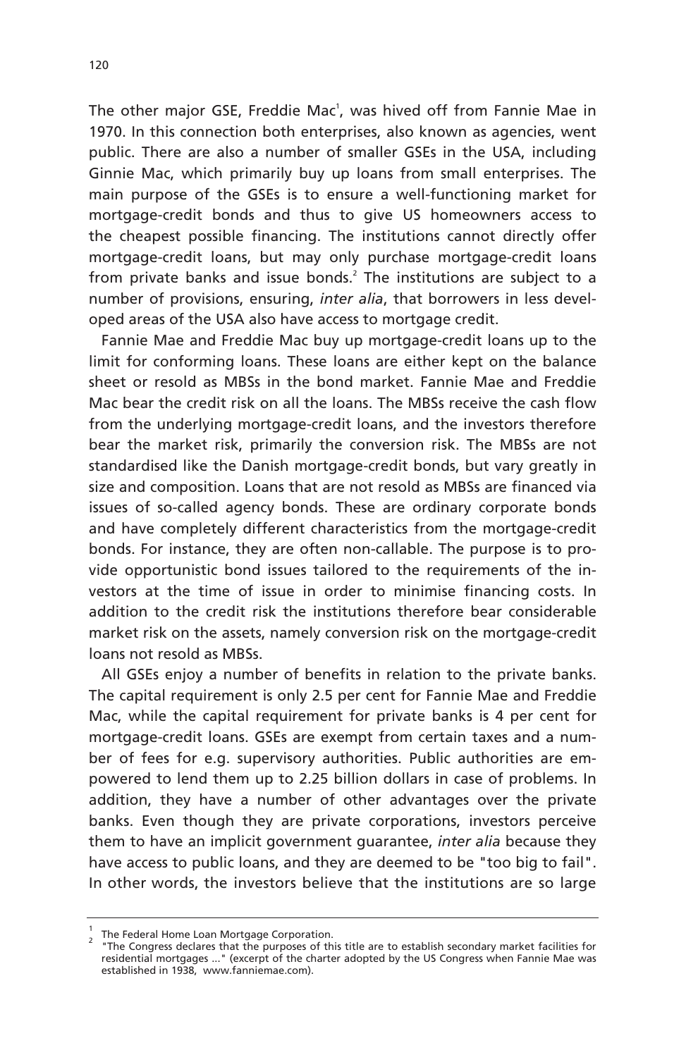The other major GSE, Freddie Mac[1], was hived off from Fannie Mae in 1970. In this connection both enterprises, also known as agencies, went public. There are also a number of smaller GSEs in the USA, including Ginnie Mac, which primarily buy up loans from small enterprises. The main purpose of the GSEs is to ensure a well-functioning market for mortgage-credit bonds and thus to give US homeowners access to the cheapest possible financing. The institutions cannot directly offer mortgage-credit loans, but may only purchase mortgage-credit loans from private banks and issue bonds.[2] The institutions are subject to a number of provisions, ensuring, *inter alia*, that borrowers in less developed areas of the USA also have access to mortgage credit.

Fannie Mae and Freddie Mac buy up mortgage-credit loans up to the limit for conforming loans. These loans are either kept on the balance sheet or resold as MBSs in the bond market. Fannie Mae and Freddie Mac bear the credit risk on all the loans. The MBSs receive the cash flow from the underlying mortgage-credit loans, and the investors therefore bear the market risk, primarily the conversion risk. The MBSs are not standardised like the Danish mortgage-credit bonds, but vary greatly in size and composition. Loans that are not resold as MBSs are financed via issues of so-called agency bonds. These are ordinary corporate bonds and have completely different characteristics from the mortgage-credit bonds. For instance, they are often non-callable. The purpose is to provide opportunistic bond issues tailored to the requirements of the investors at the time of issue in order to minimise financing costs. In addition to the credit risk the institutions therefore bear considerable market risk on the assets, namely conversion risk on the mortgage-credit loans not resold as MBSs.

All GSEs enjoy a number of benefits in relation to the private banks. The capital requirement is only 2.5 per cent for Fannie Mae and Freddie Mac, while the capital requirement for private banks is 4 per cent for mortgage-credit loans. GSEs are exempt from certain taxes and a number of fees for e.g. supervisory authorities. Public authorities are empowered to lend them up to 2.25 billion dollars in case of problems. In addition, they have a number of other advantages over the private banks. Even though they are private corporations, investors perceive them to have an implicit government guarantee, *inter alia* because they have access to public loans, and they are deemed to be "too big to fail". In other words, the investors believe that the institutions are so large

---

[1] The Federal Home Loan Mortgage Corporation.

[2] "The Congress declares that the purposes of this title are to establish secondary market facilities for residential mortgages ..." (excerpt of the charter adopted by the US Congress when Fannie Mae was established in 1938, www.fanniemae.com).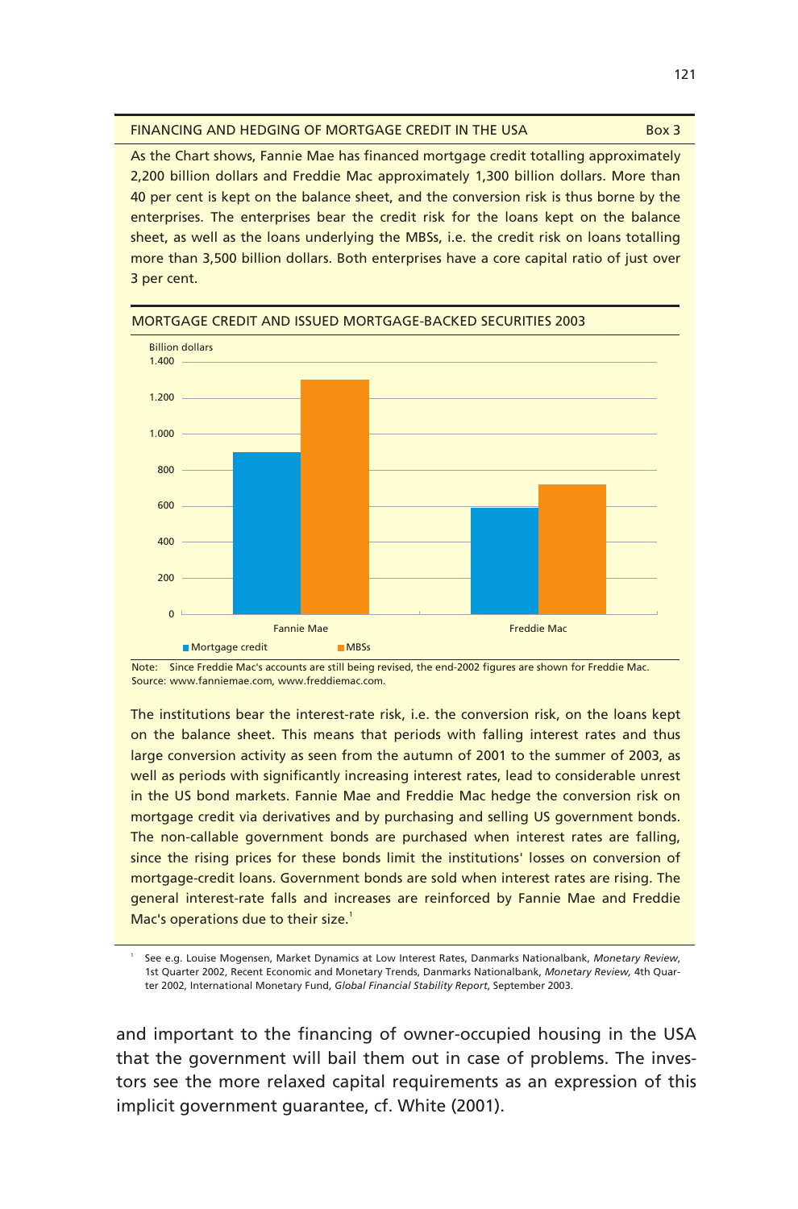## FINANCING AND HEDGING OF MORTGAGE CREDIT IN THE USA — Box 3

As the Chart shows, Fannie Mae has financed mortgage credit totalling approximately 2,200 billion dollars and Freddie Mac approximately 1,300 billion dollars. More than 40 per cent is kept on the balance sheet, and the conversion risk is thus borne by the enterprises. The enterprises bear the credit risk for the loans kept on the balance sheet, as well as the loans underlying the MBSs, i.e. the credit risk on loans totalling more than 3,500 billion dollars. Both enterprises have a core capital ratio of just over 3 per cent.

### MORTGAGE CREDIT AND ISSUED MORTGAGE-BACKED SECURITIES 2003

Billion dollars

| | Mortgage credit | MBSs |
|---|---|---|
| Fannie Mae | 900 | 1.300 |
| Freddie Mac | 590 | 720 |

Note: Since Freddie Mac's accounts are still being revised, the end-2002 figures are shown for Freddie Mac.
Source: www.fanniemae.com, www.freddiemac.com.

The institutions bear the interest-rate risk, i.e. the conversion risk, on the loans kept on the balance sheet. This means that periods with falling interest rates and thus large conversion activity as seen from the autumn of 2001 to the summer of 2003, as well as periods with significantly increasing interest rates, lead to considerable unrest in the US bond markets. Fannie Mae and Freddie Mac hedge the conversion risk on mortgage credit via derivatives and by purchasing and selling US government bonds. The non-callable government bonds are purchased when interest rates are falling, since the rising prices for these bonds limit the institutions' losses on conversion of mortgage-credit loans. Government bonds are sold when interest rates are rising. The general interest-rate falls and increases are reinforced by Fannie Mae and Freddie Mac's operations due to their size.[1]

[1] See e.g. Louise Mogensen, Market Dynamics at Low Interest Rates, Danmarks Nationalbank, *Monetary Review*, 1st Quarter 2002, Recent Economic and Monetary Trends, Danmarks Nationalbank, *Monetary Review*, 4th Quarter 2002, International Monetary Fund, *Global Financial Stability Report*, September 2003.

and important to the financing of owner-occupied housing in the USA that the government will bail them out in case of problems. The investors see the more relaxed capital requirements as an expression of this implicit government guarantee, cf. White (2001).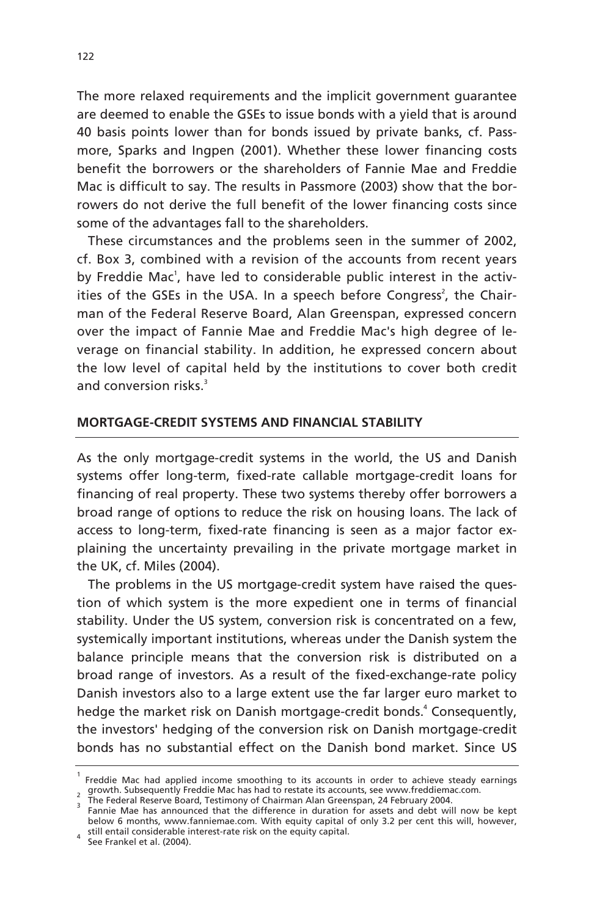The more relaxed requirements and the implicit government guarantee are deemed to enable the GSEs to issue bonds with a yield that is around 40 basis points lower than for bonds issued by private banks, cf. Passmore, Sparks and Ingpen (2001). Whether these lower financing costs benefit the borrowers or the shareholders of Fannie Mae and Freddie Mac is difficult to say. The results in Passmore (2003) show that the borrowers do not derive the full benefit of the lower financing costs since some of the advantages fall to the shareholders.

These circumstances and the problems seen in the summer of 2002, cf. Box 3, combined with a revision of the accounts from recent years by Freddie Mac[1], have led to considerable public interest in the activities of the GSEs in the USA. In a speech before Congress[2], the Chairman of the Federal Reserve Board, Alan Greenspan, expressed concern over the impact of Fannie Mae and Freddie Mac's high degree of leverage on financial stability. In addition, he expressed concern about the low level of capital held by the institutions to cover both credit and conversion risks.[3]

## MORTGAGE-CREDIT SYSTEMS AND FINANCIAL STABILITY

As the only mortgage-credit systems in the world, the US and Danish systems offer long-term, fixed-rate callable mortgage-credit loans for financing of real property. These two systems thereby offer borrowers a broad range of options to reduce the risk on housing loans. The lack of access to long-term, fixed-rate financing is seen as a major factor explaining the uncertainty prevailing in the private mortgage market in the UK, cf. Miles (2004).

The problems in the US mortgage-credit system have raised the question of which system is the more expedient one in terms of financial stability. Under the US system, conversion risk is concentrated on a few, systemically important institutions, whereas under the Danish system the balance principle means that the conversion risk is distributed on a broad range of investors. As a result of the fixed-exchange-rate policy Danish investors also to a large extent use the far larger euro market to hedge the market risk on Danish mortgage-credit bonds.[4] Consequently, the investors' hedging of the conversion risk on Danish mortgage-credit bonds has no substantial effect on the Danish bond market. Since US

---

[1] Freddie Mac had applied income smoothing to its accounts in order to achieve steady earnings growth. Subsequently Freddie Mac has had to restate its accounts, see www.freddiemac.com.

[2] The Federal Reserve Board, Testimony of Chairman Alan Greenspan, 24 February 2004.

[3] Fannie Mae has announced that the difference in duration for assets and debt will now be kept below 6 months, www.fanniemae.com. With equity capital of only 3.2 per cent this will, however, still entail considerable interest-rate risk on the equity capital.

[4] See Frankel et al. (2004).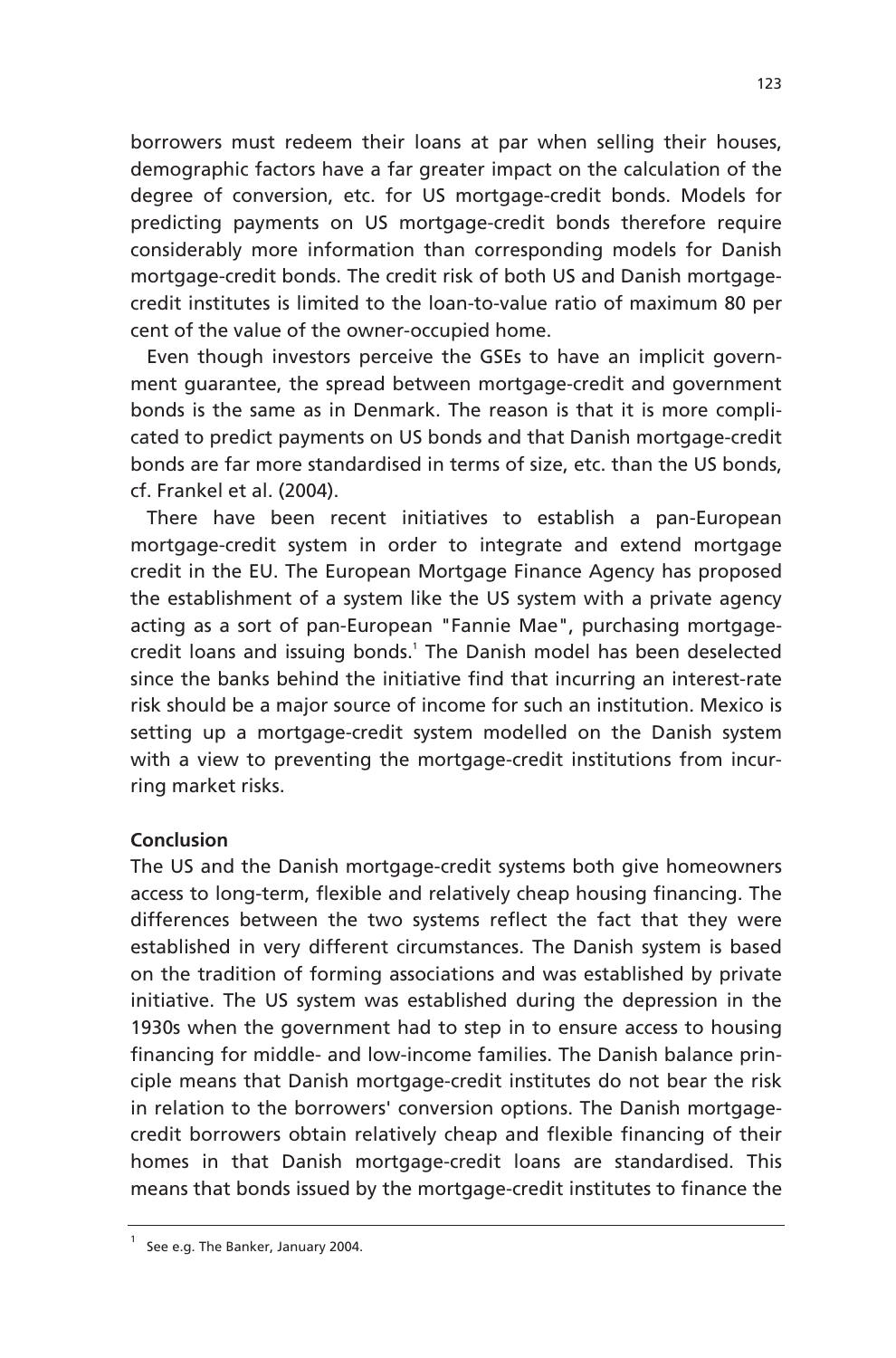borrowers must redeem their loans at par when selling their houses, demographic factors have a far greater impact on the calculation of the degree of conversion, etc. for US mortgage-credit bonds. Models for predicting payments on US mortgage-credit bonds therefore require considerably more information than corresponding models for Danish mortgage-credit bonds. The credit risk of both US and Danish mortgage-credit institutes is limited to the loan-to-value ratio of maximum 80 per cent of the value of the owner-occupied home.

Even though investors perceive the GSEs to have an implicit government guarantee, the spread between mortgage-credit and government bonds is the same as in Denmark. The reason is that it is more complicated to predict payments on US bonds and that Danish mortgage-credit bonds are far more standardised in terms of size, etc. than the US bonds, cf. Frankel et al. (2004).

There have been recent initiatives to establish a pan-European mortgage-credit system in order to integrate and extend mortgage credit in the EU. The European Mortgage Finance Agency has proposed the establishment of a system like the US system with a private agency acting as a sort of pan-European "Fannie Mae", purchasing mortgage-credit loans and issuing bonds.[1] The Danish model has been deselected since the banks behind the initiative find that incurring an interest-rate risk should be a major source of income for such an institution. Mexico is setting up a mortgage-credit system modelled on the Danish system with a view to preventing the mortgage-credit institutions from incurring market risks.

**Conclusion**

The US and the Danish mortgage-credit systems both give homeowners access to long-term, flexible and relatively cheap housing financing. The differences between the two systems reflect the fact that they were established in very different circumstances. The Danish system is based on the tradition of forming associations and was established by private initiative. The US system was established during the depression in the 1930s when the government had to step in to ensure access to housing financing for middle- and low-income families. The Danish balance principle means that Danish mortgage-credit institutes do not bear the risk in relation to the borrowers' conversion options. The Danish mortgage-credit borrowers obtain relatively cheap and flexible financing of their homes in that Danish mortgage-credit loans are standardised. This means that bonds issued by the mortgage-credit institutes to finance the

[1] See e.g. The Banker, January 2004.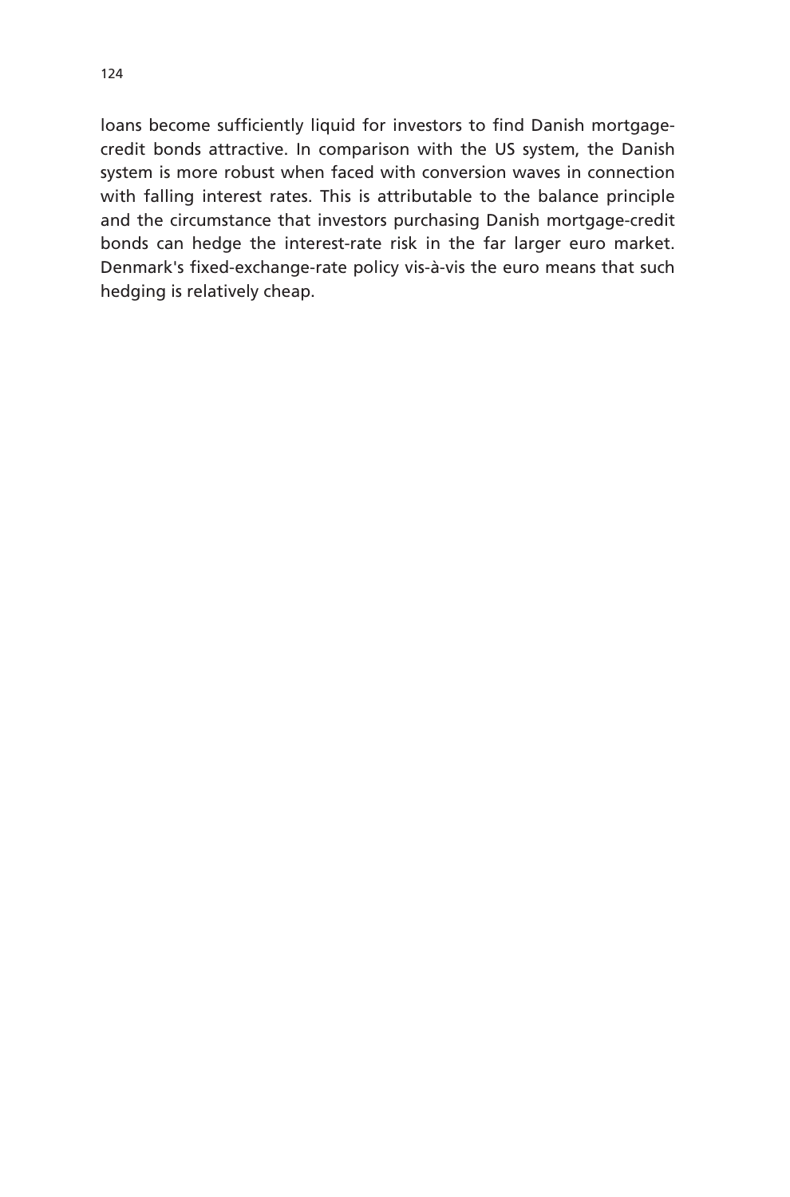loans become sufficiently liquid for investors to find Danish mortgage-credit bonds attractive. In comparison with the US system, the Danish system is more robust when faced with conversion waves in connection with falling interest rates. This is attributable to the balance principle and the circumstance that investors purchasing Danish mortgage-credit bonds can hedge the interest-rate risk in the far larger euro market. Denmark's fixed-exchange-rate policy vis-à-vis the euro means that such hedging is relatively cheap.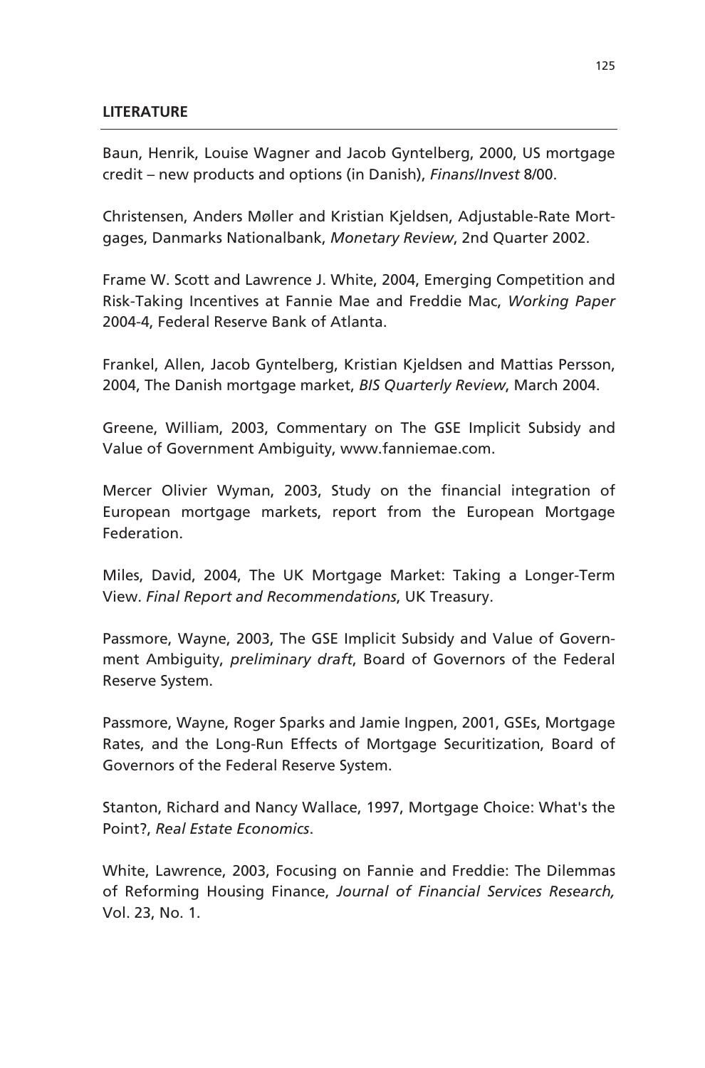## LITERATURE

Baun, Henrik, Louise Wagner and Jacob Gyntelberg, 2000, US mortgage credit – new products and options (in Danish), *Finans/Invest* 8/00.

Christensen, Anders Møller and Kristian Kjeldsen, Adjustable-Rate Mortgages, Danmarks Nationalbank, *Monetary Review*, 2nd Quarter 2002.

Frame W. Scott and Lawrence J. White, 2004, Emerging Competition and Risk-Taking Incentives at Fannie Mae and Freddie Mac, *Working Paper* 2004-4, Federal Reserve Bank of Atlanta.

Frankel, Allen, Jacob Gyntelberg, Kristian Kjeldsen and Mattias Persson, 2004, The Danish mortgage market, *BIS Quarterly Review*, March 2004.

Greene, William, 2003, Commentary on The GSE Implicit Subsidy and Value of Government Ambiguity, www.fanniemae.com.

Mercer Olivier Wyman, 2003, Study on the financial integration of European mortgage markets, report from the European Mortgage Federation.

Miles, David, 2004, The UK Mortgage Market: Taking a Longer-Term View. *Final Report and Recommendations*, UK Treasury.

Passmore, Wayne, 2003, The GSE Implicit Subsidy and Value of Government Ambiguity, *preliminary draft*, Board of Governors of the Federal Reserve System.

Passmore, Wayne, Roger Sparks and Jamie Ingpen, 2001, GSEs, Mortgage Rates, and the Long-Run Effects of Mortgage Securitization, Board of Governors of the Federal Reserve System.

Stanton, Richard and Nancy Wallace, 1997, Mortgage Choice: What's the Point?, *Real Estate Economics*.

White, Lawrence, 2003, Focusing on Fannie and Freddie: The Dilemmas of Reforming Housing Finance, *Journal of Financial Services Research,* Vol. 23, No. 1.